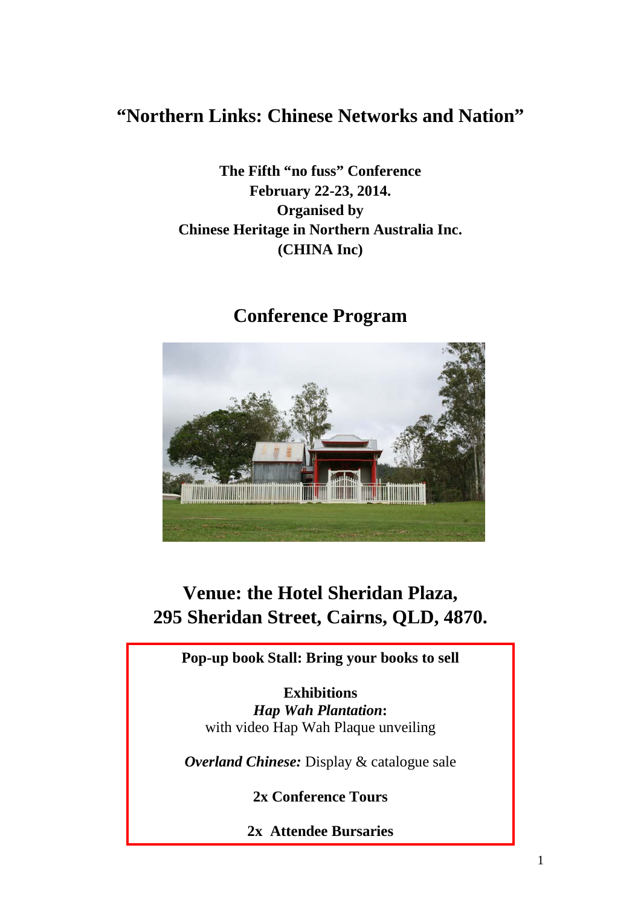# "Northern Links: Chinese Networks and Nation"

**The Fifth "no fuss" Conference**
**February 22-23, 2014.**
**Organised by**
**Chinese Heritage in Northern Australia Inc.**
**(CHINA Inc)**

## Conference Program

## Venue: the Hotel Sheridan Plaza, 295 Sheridan Street, Cairns, QLD, 4870.

**Pop-up book Stall: Bring your books to sell**

**Exhibitions**
***Hap Wah Plantation*:**
with video Hap Wah Plaque unveiling

***Overland Chinese:*** Display & catalogue sale

**2x Conference Tours**

**2x Attendee Bursaries**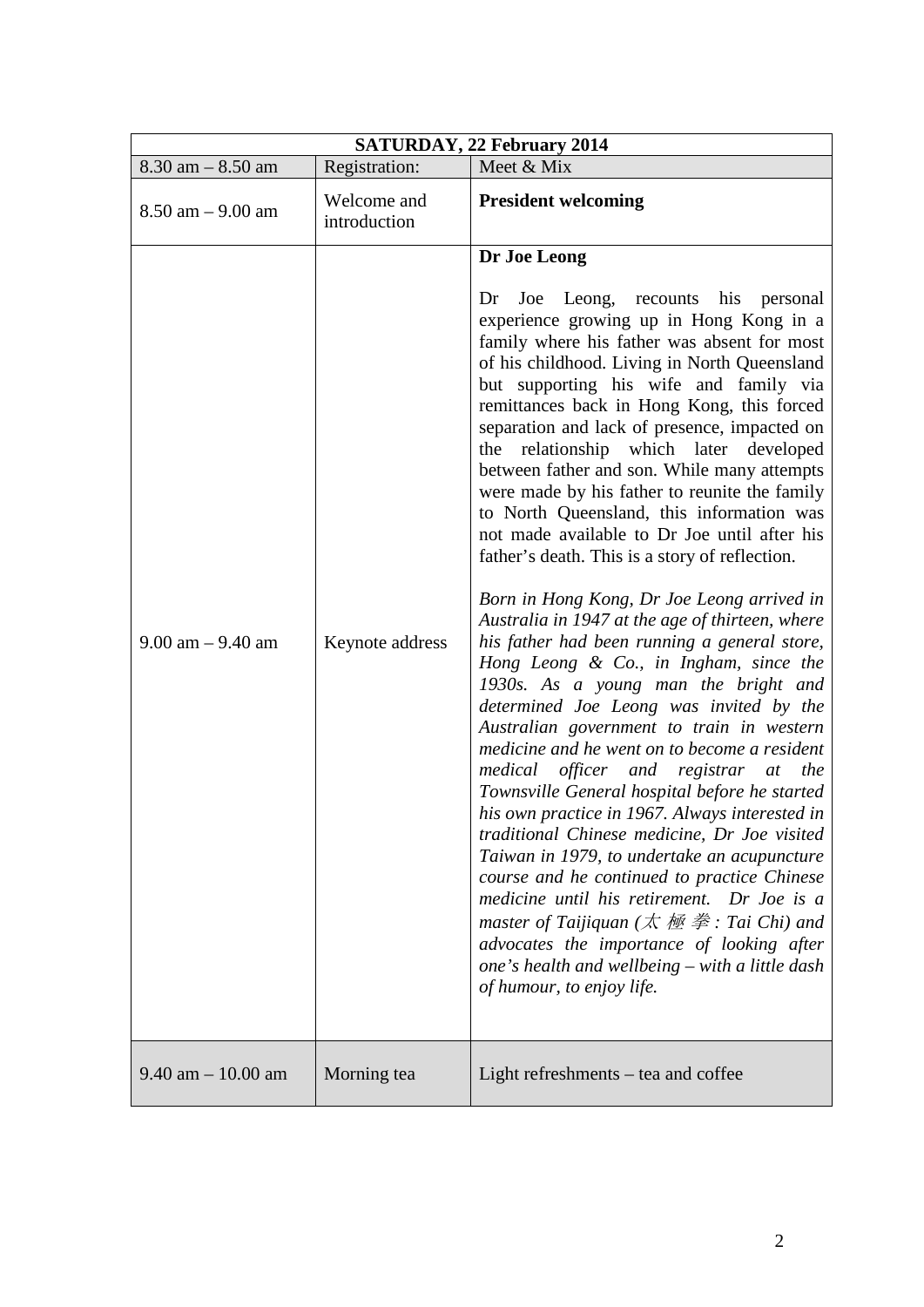| SATURDAY, 22 February 2014 | | |
|---|---|---|
| 8.30 am – 8.50 am | Registration: | Meet & Mix |
| 8.50 am – 9.00 am | Welcome and introduction | **President welcoming** |
| 9.00 am – 9.40 am | Keynote address | **Dr Joe Leong**<br><br>Dr Joe Leong, recounts his personal experience growing up in Hong Kong in a family where his father was absent for most of his childhood. Living in North Queensland but supporting his wife and family via remittances back in Hong Kong, this forced separation and lack of presence, impacted on the relationship which later developed between father and son. While many attempts were made by his father to reunite the family to North Queensland, this information was not made available to Dr Joe until after his father's death. This is a story of reflection.<br><br>*Born in Hong Kong, Dr Joe Leong arrived in Australia in 1947 at the age of thirteen, where his father had been running a general store, Hong Leong & Co., in Ingham, since the 1930s. As a young man the bright and determined Joe Leong was invited by the Australian government to train in western medicine and he went on to become a resident medical officer and registrar at the Townsville General hospital before he started his own practice in 1967. Always interested in traditional Chinese medicine, Dr Joe visited Taiwan in 1979, to undertake an acupuncture course and he continued to practice Chinese medicine until his retirement. Dr Joe is a master of Taijiquan (太極拳: Tai Chi) and advocates the importance of looking after one's health and wellbeing – with a little dash of humour, to enjoy life.* |
| 9.40 am – 10.00 am | Morning tea | Light refreshments – tea and coffee |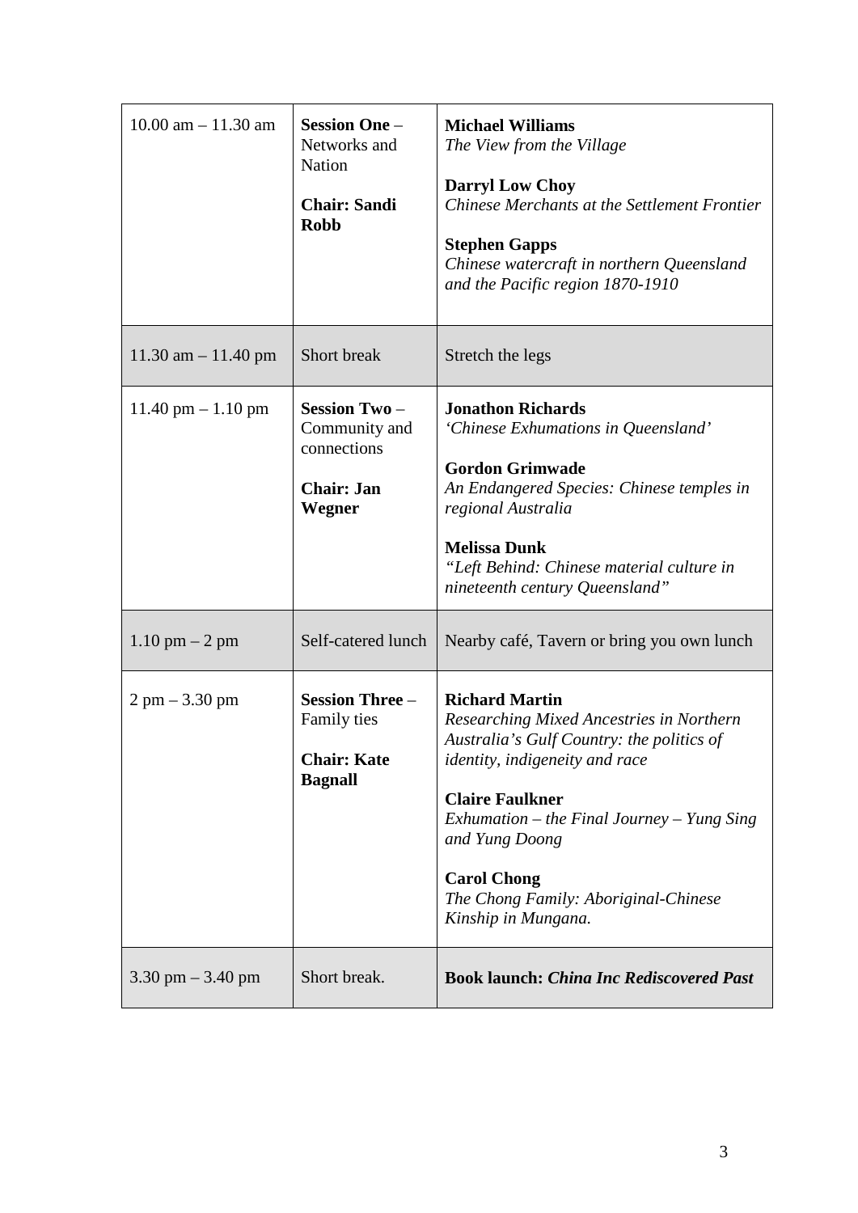| | | |
|---|---|---|
| 10.00 am – 11.30 am | **Session One** – Networks and Nation<br><br>**Chair: Sandi Robb** | **Michael Williams**<br>*The View from the Village*<br><br>**Darryl Low Choy**<br>*Chinese Merchants at the Settlement Frontier*<br><br>**Stephen Gapps**<br>*Chinese watercraft in northern Queensland and the Pacific region 1870-1910* |
| 11.30 am – 11.40 pm | Short break | Stretch the legs |
| 11.40 pm – 1.10 pm | **Session Two** – Community and connections<br><br>**Chair: Jan Wegner** | **Jonathon Richards**<br>*'Chinese Exhumations in Queensland'*<br><br>**Gordon Grimwade**<br>*An Endangered Species: Chinese temples in regional Australia*<br><br>**Melissa Dunk**<br>*"Left Behind: Chinese material culture in nineteenth century Queensland"* |
| 1.10 pm – 2 pm | Self-catered lunch | Nearby café, Tavern or bring you own lunch |
| 2 pm – 3.30 pm | **Session Three** – Family ties<br><br>**Chair: Kate Bagnall** | **Richard Martin**<br>*Researching Mixed Ancestries in Northern Australia's Gulf Country: the politics of identity, indigeneity and race*<br><br>**Claire Faulkner**<br>*Exhumation – the Final Journey – Yung Sing and Yung Doong*<br><br>**Carol Chong**<br>*The Chong Family: Aboriginal-Chinese Kinship in Mungana.* |
| 3.30 pm – 3.40 pm | Short break. | **Book launch: *China Inc Rediscovered Past*** |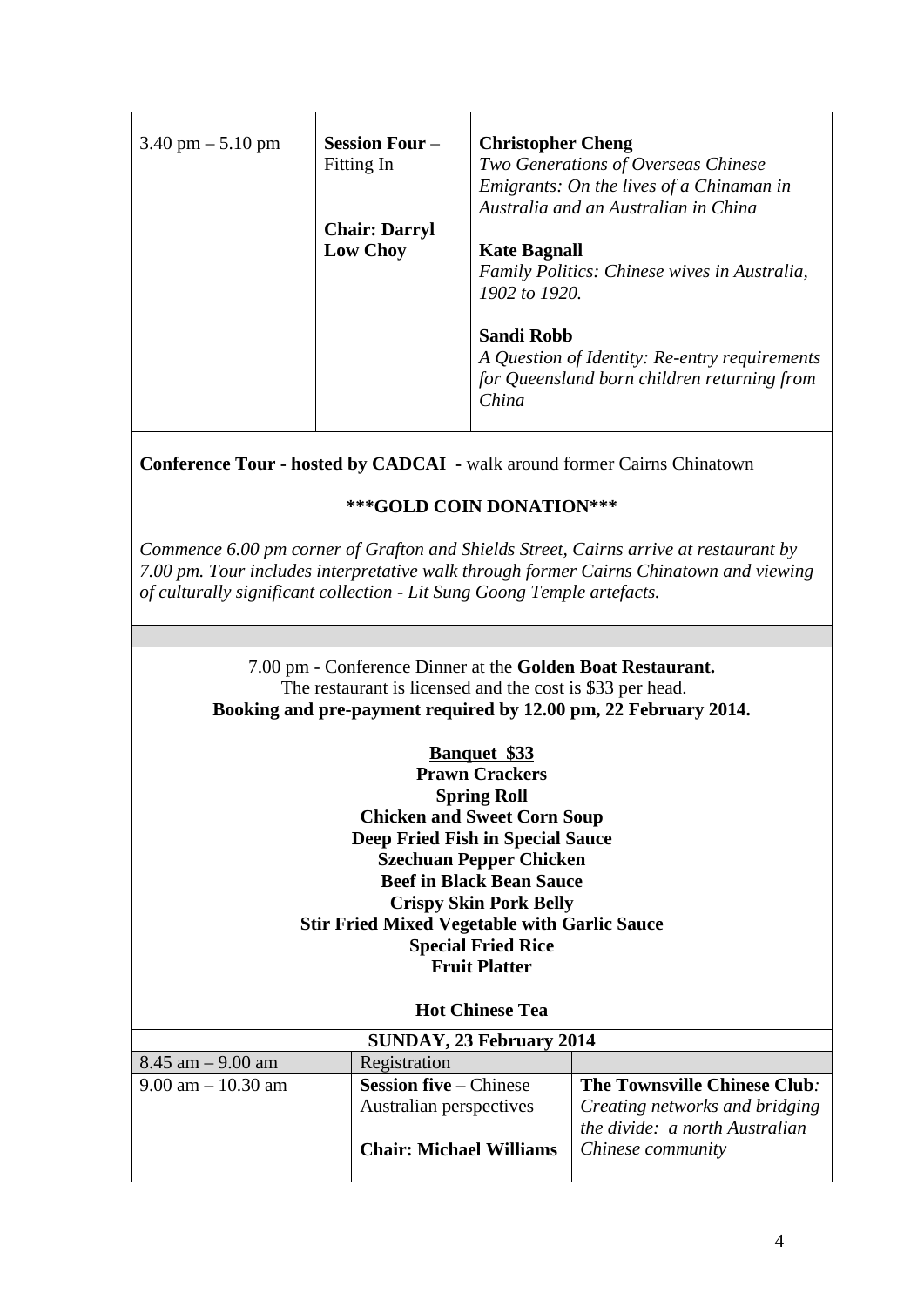| 3.40 pm – 5.10 pm | **Session Four** – Fitting In<br><br>**Chair: Darryl Low Choy** | **Christopher Cheng**<br>*Two Generations of Overseas Chinese Emigrants: On the lives of a Chinaman in Australia and an Australian in China*<br><br>**Kate Bagnall**<br>*Family Politics: Chinese wives in Australia, 1902 to 1920.*<br><br>**Sandi Robb**<br>*A Question of Identity: Re-entry requirements for Queensland born children returning from China* |
|---|---|---|

**Conference Tour - hosted by CADCAI -** walk around former Cairns Chinatown

**\*\*\*GOLD COIN DONATION\*\*\***

*Commence 6.00 pm corner of Grafton and Shields Street, Cairns arrive at restaurant by 7.00 pm. Tour includes interpretative walk through former Cairns Chinatown and viewing of culturally significant collection - Lit Sung Goong Temple artefacts.*

7.00 pm - Conference Dinner at the **Golden Boat Restaurant.**
The restaurant is licensed and the cost is $33 per head.
**Booking and pre-payment required by 12.00 pm, 22 February 2014.**

**Banquet $33**
**Prawn Crackers**
**Spring Roll**
**Chicken and Sweet Corn Soup**
**Deep Fried Fish in Special Sauce**
**Szechuan Pepper Chicken**
**Beef in Black Bean Sauce**
**Crispy Skin Pork Belly**
**Stir Fried Mixed Vegetable with Garlic Sauce**
**Special Fried Rice**
**Fruit Platter**

**Hot Chinese Tea**

| **SUNDAY, 23 February 2014** | | |
|---|---|---|
| 8.45 am – 9.00 am | Registration | |
| 9.00 am – 10.30 am | **Session five** – Chinese Australian perspectives<br><br>**Chair: Michael Williams** | **The Townsville Chinese Club***: Creating networks and bridging the divide: a north Australian Chinese community* |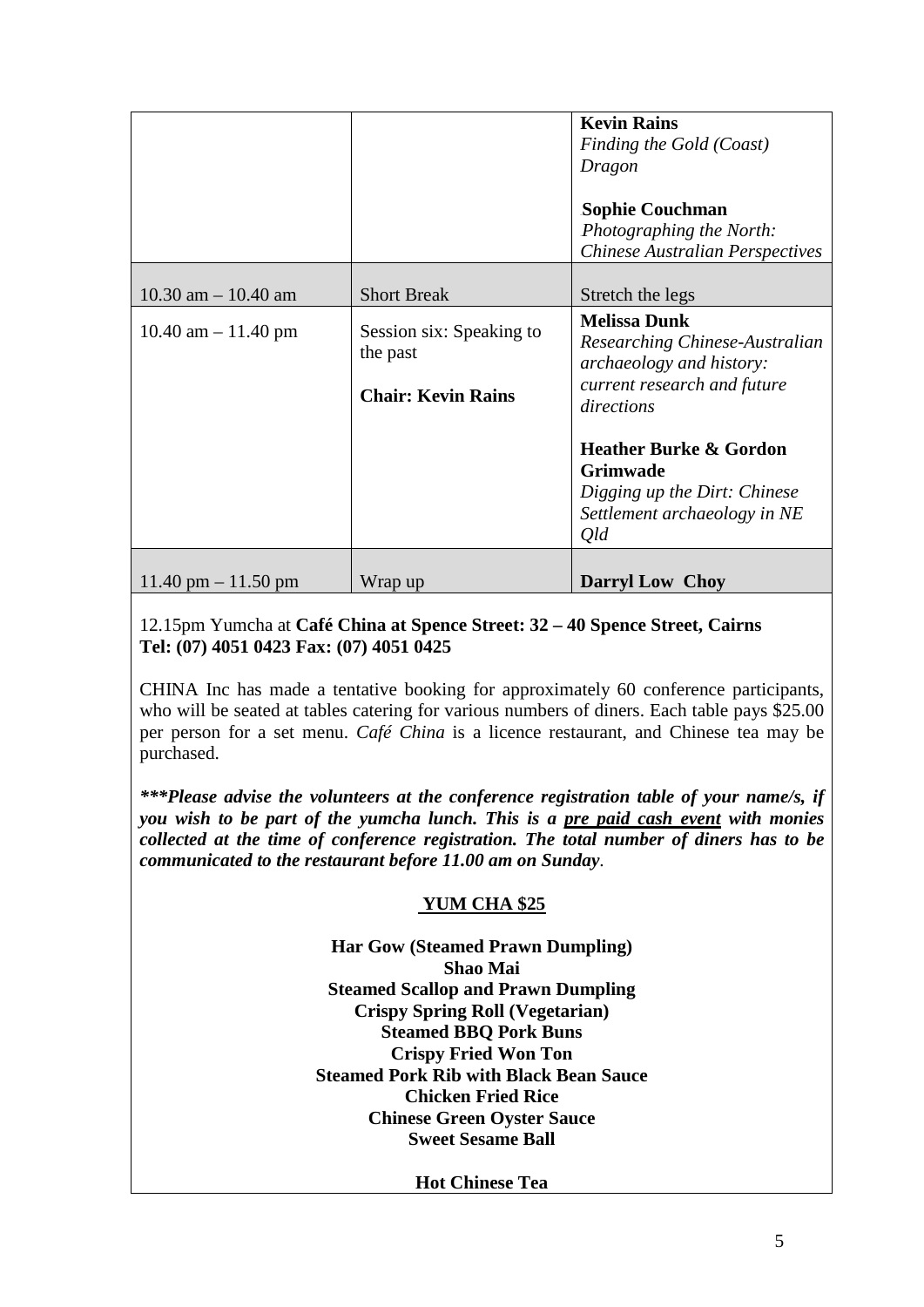| | | |
|---|---|---|
| | | **Kevin Rains**<br>*Finding the Gold (Coast) Dragon*<br><br>**Sophie Couchman**<br>*Photographing the North: Chinese Australian Perspectives* |
| 10.30 am – 10.40 am | Short Break | Stretch the legs |
| 10.40 am – 11.40 pm | Session six: Speaking to the past<br><br>**Chair: Kevin Rains** | **Melissa Dunk**<br>*Researching Chinese-Australian archaeology and history: current research and future directions*<br><br>**Heather Burke & Gordon Grimwade**<br>*Digging up the Dirt: Chinese Settlement archaeology in NE Qld* |
| 11.40 pm – 11.50 pm | Wrap up | **Darryl Low Choy** |

12.15pm Yumcha at **Café China at Spence Street: 32 – 40 Spence Street, Cairns Tel: (07) 4051 0423 Fax: (07) 4051 0425**

CHINA Inc has made a tentative booking for approximately 60 conference participants, who will be seated at tables catering for various numbers of diners. Each table pays $25.00 per person for a set menu. *Café China* is a licence restaurant, and Chinese tea may be purchased.

***\*\*\*Please advise the volunteers at the conference registration table of your name/s, if you wish to be part of the yumcha lunch. This is a <u>pre paid cash event</u> with monies collected at the time of conference registration. The total number of diners has to be communicated to the restaurant before 11.00 am on Sunday***.

**<u>YUM CHA $25</u>**

**Har Gow (Steamed Prawn Dumpling)**
**Shao Mai**
**Steamed Scallop and Prawn Dumpling**
**Crispy Spring Roll (Vegetarian)**
**Steamed BBQ Pork Buns**
**Crispy Fried Won Ton**
**Steamed Pork Rib with Black Bean Sauce**
**Chicken Fried Rice**
**Chinese Green Oyster Sauce**
**Sweet Sesame Ball**

**Hot Chinese Tea**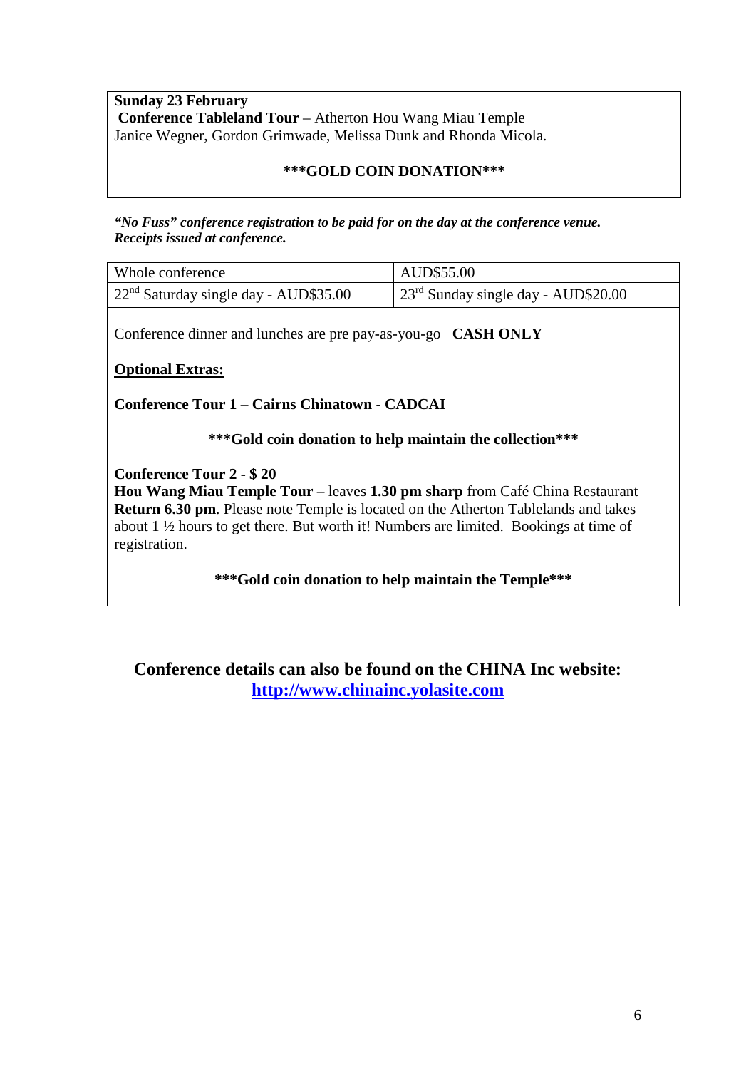**Sunday 23 February**
**Conference Tableland Tour** – Atherton Hou Wang Miau Temple
Janice Wegner, Gordon Grimwade, Melissa Dunk and Rhonda Micola.

**\*\*\*GOLD COIN DONATION\*\*\***

***"No Fuss" conference registration to be paid for on the day at the conference venue. Receipts issued at conference.***

| Whole conference | AUD$55.00 |
|---|---|
| 22nd Saturday single day - AUD$35.00 | 23rd Sunday single day - AUD$20.00 |

Conference dinner and lunches are pre pay-as-you-go **CASH ONLY**

**Optional Extras:**

**Conference Tour 1 – Cairns Chinatown - CADCAI**

**\*\*\*Gold coin donation to help maintain the collection\*\*\***

**Conference Tour 2 - $ 20**
**Hou Wang Miau Temple Tour** – leaves **1.30 pm sharp** from Café China Restaurant **Return 6.30 pm**. Please note Temple is located on the Atherton Tablelands and takes about 1 ½ hours to get there. But worth it! Numbers are limited. Bookings at time of registration.

**\*\*\*Gold coin donation to help maintain the Temple\*\*\***

## Conference details can also be found on the CHINA Inc website: [http://www.chinainc.yolasite.com](http://www.chinainc.yolasite.com)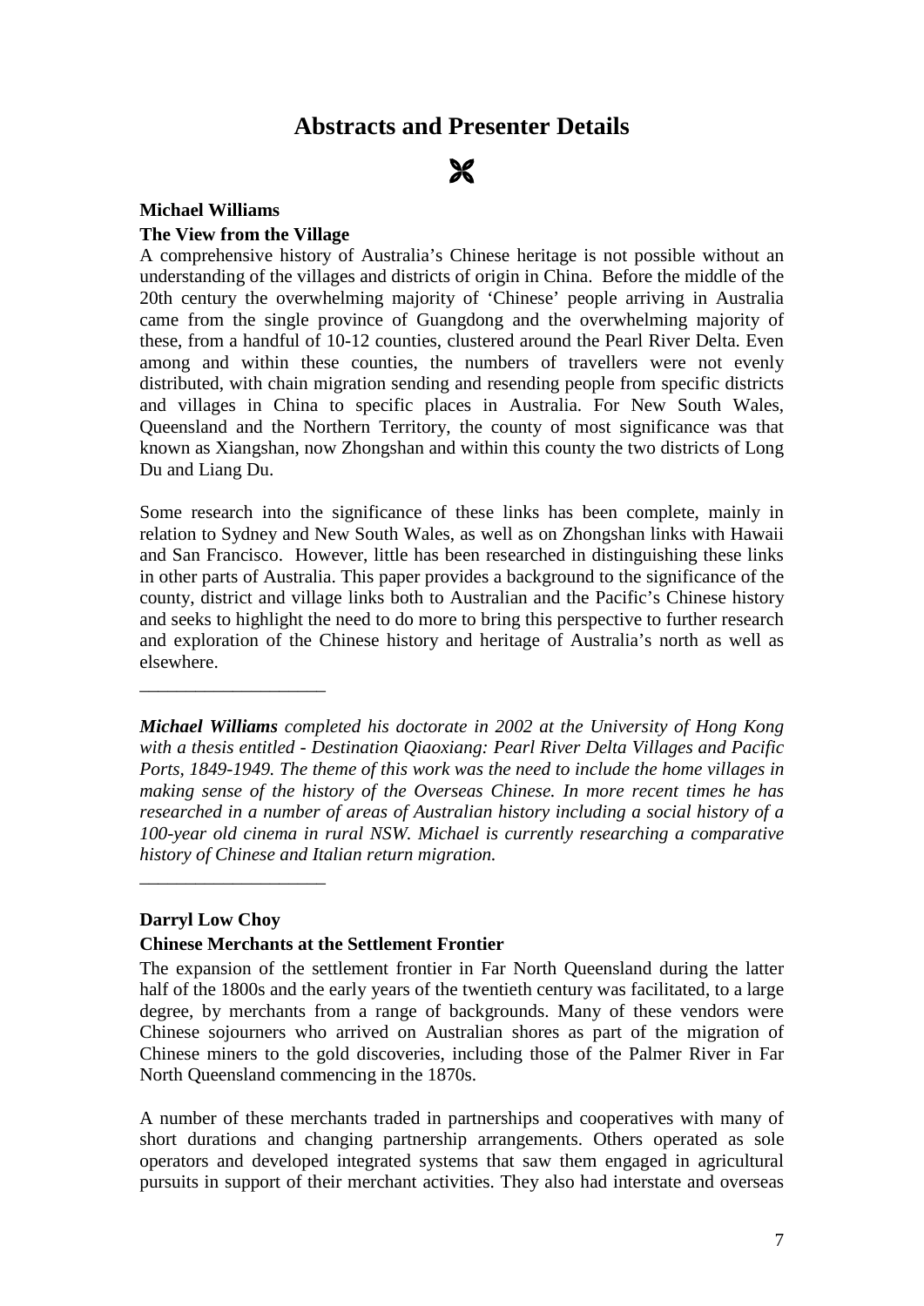# Abstracts and Presenter Details

⌘

**Michael Williams**

**The View from the Village**

A comprehensive history of Australia's Chinese heritage is not possible without an understanding of the villages and districts of origin in China. Before the middle of the 20th century the overwhelming majority of 'Chinese' people arriving in Australia came from the single province of Guangdong and the overwhelming majority of these, from a handful of 10-12 counties, clustered around the Pearl River Delta. Even among and within these counties, the numbers of travellers were not evenly distributed, with chain migration sending and resending people from specific districts and villages in China to specific places in Australia. For New South Wales, Queensland and the Northern Territory, the county of most significance was that known as Xiangshan, now Zhongshan and within this county the two districts of Long Du and Liang Du.

Some research into the significance of these links has been complete, mainly in relation to Sydney and New South Wales, as well as on Zhongshan links with Hawaii and San Francisco. However, little has been researched in distinguishing these links in other parts of Australia. This paper provides a background to the significance of the county, district and village links both to Australian and the Pacific's Chinese history and seeks to highlight the need to do more to bring this perspective to further research and exploration of the Chinese history and heritage of Australia's north as well as elsewhere.

---

***Michael Williams*** *completed his doctorate in 2002 at the University of Hong Kong with a thesis entitled - Destination Qiaoxiang: Pearl River Delta Villages and Pacific Ports, 1849-1949. The theme of this work was the need to include the home villages in making sense of the history of the Overseas Chinese. In more recent times he has researched in a number of areas of Australian history including a social history of a 100-year old cinema in rural NSW. Michael is currently researching a comparative history of Chinese and Italian return migration.*

---

**Darryl Low Choy**

**Chinese Merchants at the Settlement Frontier**

The expansion of the settlement frontier in Far North Queensland during the latter half of the 1800s and the early years of the twentieth century was facilitated, to a large degree, by merchants from a range of backgrounds. Many of these vendors were Chinese sojourners who arrived on Australian shores as part of the migration of Chinese miners to the gold discoveries, including those of the Palmer River in Far North Queensland commencing in the 1870s.

A number of these merchants traded in partnerships and cooperatives with many of short durations and changing partnership arrangements. Others operated as sole operators and developed integrated systems that saw them engaged in agricultural pursuits in support of their merchant activities. They also had interstate and overseas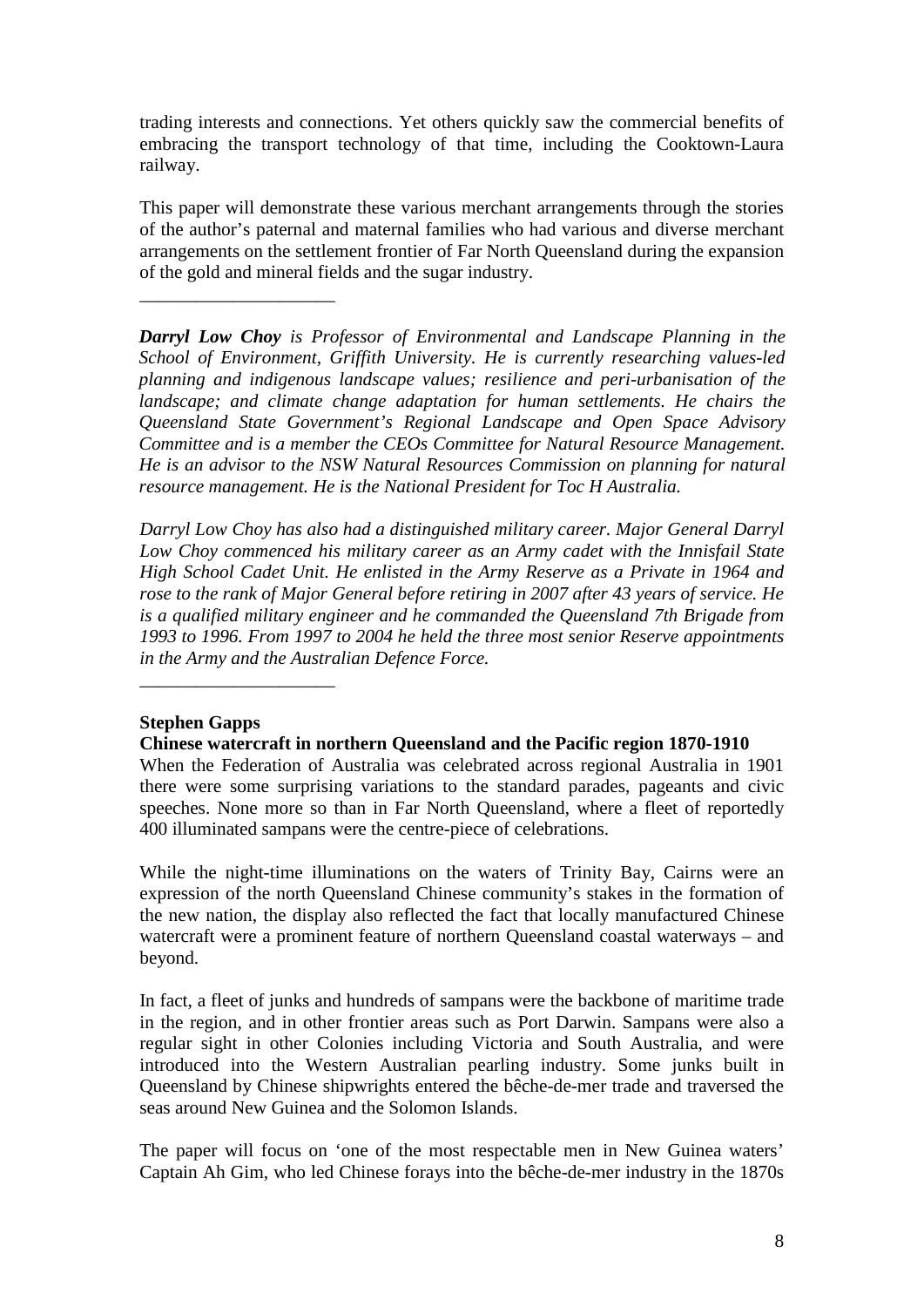trading interests and connections. Yet others quickly saw the commercial benefits of embracing the transport technology of that time, including the Cooktown-Laura railway.

This paper will demonstrate these various merchant arrangements through the stories of the author's paternal and maternal families who had various and diverse merchant arrangements on the settlement frontier of Far North Queensland during the expansion of the gold and mineral fields and the sugar industry.

---

***Darryl Low Choy** is Professor of Environmental and Landscape Planning in the School of Environment, Griffith University. He is currently researching values-led planning and indigenous landscape values; resilience and peri-urbanisation of the landscape; and climate change adaptation for human settlements. He chairs the Queensland State Government's Regional Landscape and Open Space Advisory Committee and is a member the CEOs Committee for Natural Resource Management. He is an advisor to the NSW Natural Resources Commission on planning for natural resource management. He is the National President for Toc H Australia.*

*Darryl Low Choy has also had a distinguished military career. Major General Darryl Low Choy commenced his military career as an Army cadet with the Innisfail State High School Cadet Unit. He enlisted in the Army Reserve as a Private in 1964 and rose to the rank of Major General before retiring in 2007 after 43 years of service. He is a qualified military engineer and he commanded the Queensland 7th Brigade from 1993 to 1996. From 1997 to 2004 he held the three most senior Reserve appointments in the Army and the Australian Defence Force.*

---

**Stephen Gapps**

**Chinese watercraft in northern Queensland and the Pacific region 1870-1910**

When the Federation of Australia was celebrated across regional Australia in 1901 there were some surprising variations to the standard parades, pageants and civic speeches. None more so than in Far North Queensland, where a fleet of reportedly 400 illuminated sampans were the centre-piece of celebrations.

While the night-time illuminations on the waters of Trinity Bay, Cairns were an expression of the north Queensland Chinese community's stakes in the formation of the new nation, the display also reflected the fact that locally manufactured Chinese watercraft were a prominent feature of northern Queensland coastal waterways – and beyond.

In fact, a fleet of junks and hundreds of sampans were the backbone of maritime trade in the region, and in other frontier areas such as Port Darwin. Sampans were also a regular sight in other Colonies including Victoria and South Australia, and were introduced into the Western Australian pearling industry. Some junks built in Queensland by Chinese shipwrights entered the bêche-de-mer trade and traversed the seas around New Guinea and the Solomon Islands.

The paper will focus on 'one of the most respectable men in New Guinea waters' Captain Ah Gim, who led Chinese forays into the bêche-de-mer industry in the 1870s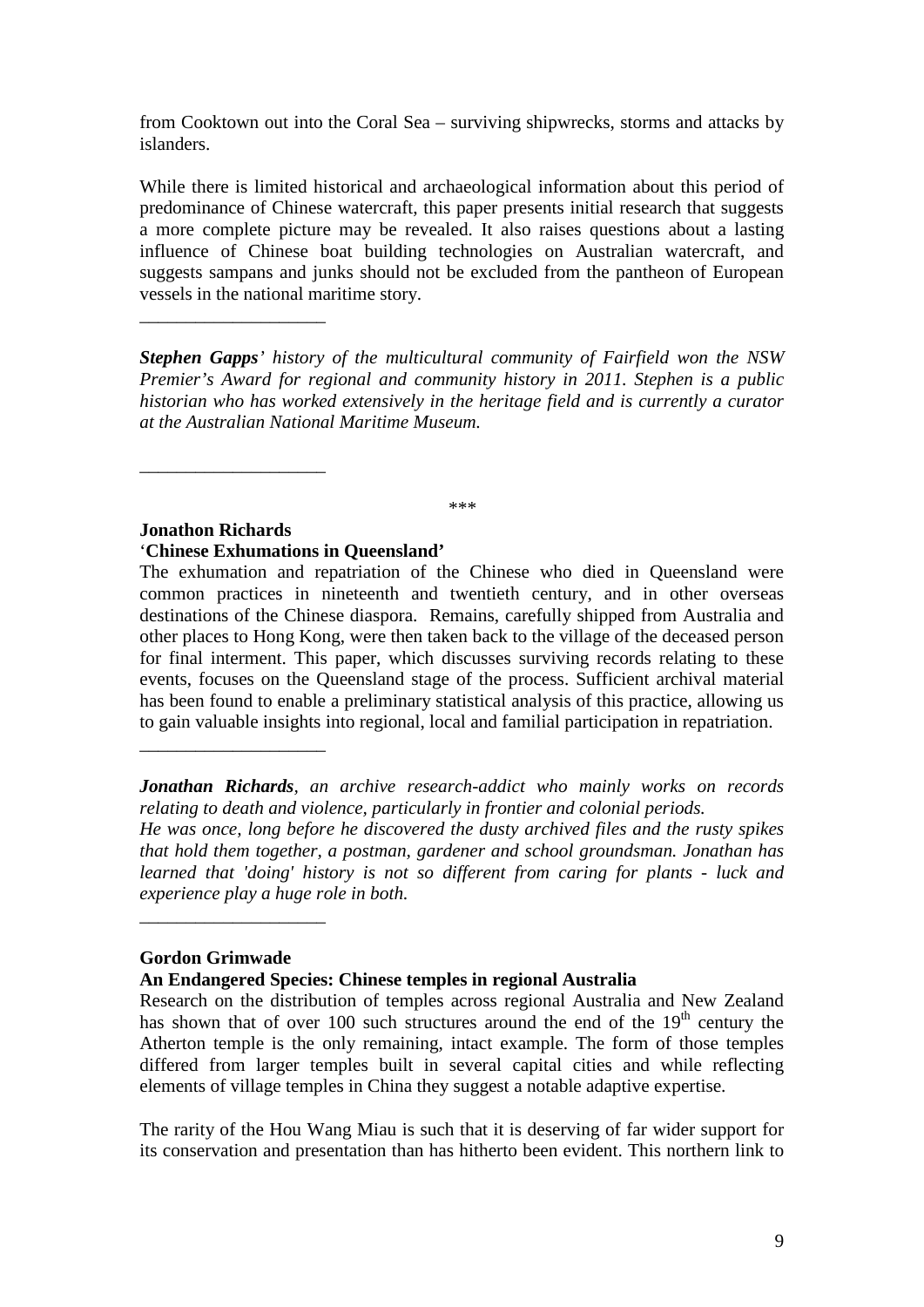from Cooktown out into the Coral Sea – surviving shipwrecks, storms and attacks by islanders.

While there is limited historical and archaeological information about this period of predominance of Chinese watercraft, this paper presents initial research that suggests a more complete picture may be revealed. It also raises questions about a lasting influence of Chinese boat building technologies on Australian watercraft, and suggests sampans and junks should not be excluded from the pantheon of European vessels in the national maritime story.

___________________

***Stephen Gapps****’ history of the multicultural community of Fairfield won the NSW Premier’s Award for regional and community history in 2011. Stephen is a public historian who has worked extensively in the heritage field and is currently a curator at the Australian National Maritime Museum.*

___________________

\*\*\*

**Jonathon Richards**
‘**Chinese Exhumations in Queensland’**

The exhumation and repatriation of the Chinese who died in Queensland were common practices in nineteenth and twentieth century, and in other overseas destinations of the Chinese diaspora. Remains, carefully shipped from Australia and other places to Hong Kong, were then taken back to the village of the deceased person for final interment. This paper, which discusses surviving records relating to these events, focuses on the Queensland stage of the process. Sufficient archival material has been found to enable a preliminary statistical analysis of this practice, allowing us to gain valuable insights into regional, local and familial participation in repatriation.

___________________

***Jonathan Richards****, an archive research-addict who mainly works on records relating to death and violence, particularly in frontier and colonial periods.*
*He was once, long before he discovered the dusty archived files and the rusty spikes that hold them together, a postman, gardener and school groundsman. Jonathan has learned that 'doing' history is not so different from caring for plants - luck and experience play a huge role in both.*

___________________

**Gordon Grimwade**
**An Endangered Species: Chinese temples in regional Australia**

Research on the distribution of temples across regional Australia and New Zealand has shown that of over 100 such structures around the end of the 19th century the Atherton temple is the only remaining, intact example. The form of those temples differed from larger temples built in several capital cities and while reflecting elements of village temples in China they suggest a notable adaptive expertise.

The rarity of the Hou Wang Miau is such that it is deserving of far wider support for its conservation and presentation than has hitherto been evident. This northern link to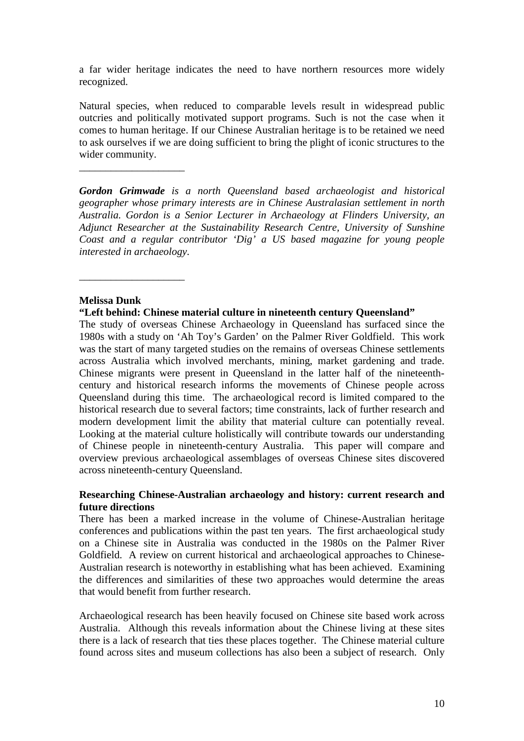a far wider heritage indicates the need to have northern resources more widely recognized.

Natural species, when reduced to comparable levels result in widespread public outcries and politically motivated support programs. Such is not the case when it comes to human heritage. If our Chinese Australian heritage is to be retained we need to ask ourselves if we are doing sufficient to bring the plight of iconic structures to the wider community.

___________________

***Gordon Grimwade*** *is a north Queensland based archaeologist and historical geographer whose primary interests are in Chinese Australasian settlement in north Australia. Gordon is a Senior Lecturer in Archaeology at Flinders University, an Adjunct Researcher at the Sustainability Research Centre, University of Sunshine Coast and a regular contributor 'Dig' a US based magazine for young people interested in archaeology.*

___________________

**Melissa Dunk**

**"Left behind: Chinese material culture in nineteenth century Queensland"**

The study of overseas Chinese Archaeology in Queensland has surfaced since the 1980s with a study on 'Ah Toy's Garden' on the Palmer River Goldfield. This work was the start of many targeted studies on the remains of overseas Chinese settlements across Australia which involved merchants, mining, market gardening and trade. Chinese migrants were present in Queensland in the latter half of the nineteenth-century and historical research informs the movements of Chinese people across Queensland during this time. The archaeological record is limited compared to the historical research due to several factors; time constraints, lack of further research and modern development limit the ability that material culture can potentially reveal. Looking at the material culture holistically will contribute towards our understanding of Chinese people in nineteenth-century Australia. This paper will compare and overview previous archaeological assemblages of overseas Chinese sites discovered across nineteenth-century Queensland.

**Researching Chinese-Australian archaeology and history: current research and future directions**

There has been a marked increase in the volume of Chinese-Australian heritage conferences and publications within the past ten years. The first archaeological study on a Chinese site in Australia was conducted in the 1980s on the Palmer River Goldfield. A review on current historical and archaeological approaches to Chinese-Australian research is noteworthy in establishing what has been achieved. Examining the differences and similarities of these two approaches would determine the areas that would benefit from further research.

Archaeological research has been heavily focused on Chinese site based work across Australia. Although this reveals information about the Chinese living at these sites there is a lack of research that ties these places together. The Chinese material culture found across sites and museum collections has also been a subject of research. Only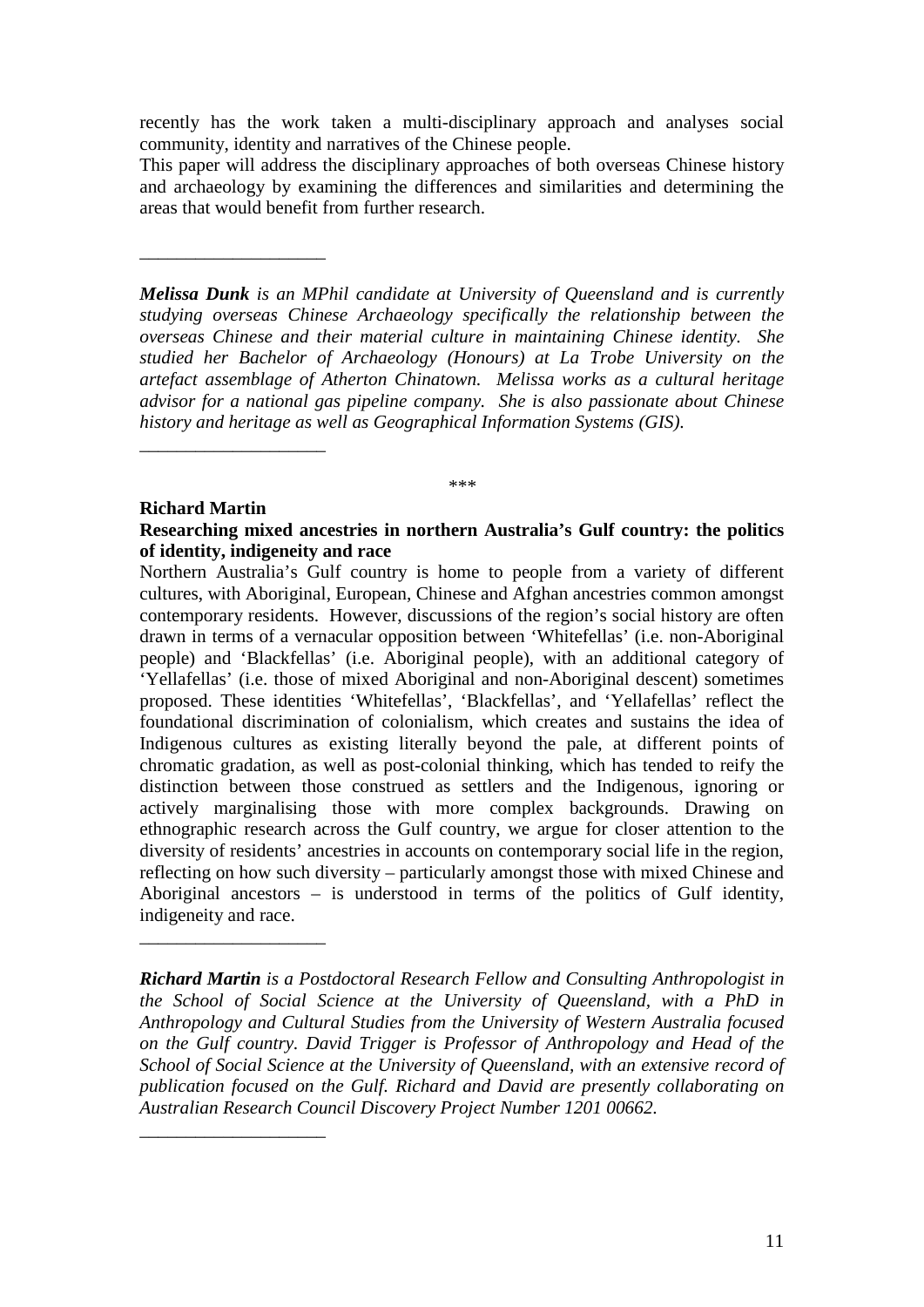recently has the work taken a multi-disciplinary approach and analyses social community, identity and narratives of the Chinese people.

This paper will address the disciplinary approaches of both overseas Chinese history and archaeology by examining the differences and similarities and determining the areas that would benefit from further research.

\_\_\_\_\_\_\_\_\_\_\_\_\_\_\_\_\_\_\_\_

***Melissa Dunk** is an MPhil candidate at University of Queensland and is currently studying overseas Chinese Archaeology specifically the relationship between the overseas Chinese and their material culture in maintaining Chinese identity. She studied her Bachelor of Archaeology (Honours) at La Trobe University on the artefact assemblage of Atherton Chinatown. Melissa works as a cultural heritage advisor for a national gas pipeline company. She is also passionate about Chinese history and heritage as well as Geographical Information Systems (GIS).*

\_\_\_\_\_\_\_\_\_\_\_\_\_\_\_\_\_\_\_\_

\*\*\*

**Richard Martin**

**Researching mixed ancestries in northern Australia's Gulf country: the politics of identity, indigeneity and race**

Northern Australia's Gulf country is home to people from a variety of different cultures, with Aboriginal, European, Chinese and Afghan ancestries common amongst contemporary residents. However, discussions of the region's social history are often drawn in terms of a vernacular opposition between 'Whitefellas' (i.e. non-Aboriginal people) and 'Blackfellas' (i.e. Aboriginal people), with an additional category of 'Yellafellas' (i.e. those of mixed Aboriginal and non-Aboriginal descent) sometimes proposed. These identities 'Whitefellas', 'Blackfellas', and 'Yellafellas' reflect the foundational discrimination of colonialism, which creates and sustains the idea of Indigenous cultures as existing literally beyond the pale, at different points of chromatic gradation, as well as post-colonial thinking, which has tended to reify the distinction between those construed as settlers and the Indigenous, ignoring or actively marginalising those with more complex backgrounds. Drawing on ethnographic research across the Gulf country, we argue for closer attention to the diversity of residents' ancestries in accounts on contemporary social life in the region, reflecting on how such diversity – particularly amongst those with mixed Chinese and Aboriginal ancestors – is understood in terms of the politics of Gulf identity, indigeneity and race.

\_\_\_\_\_\_\_\_\_\_\_\_\_\_\_\_\_\_\_\_

***Richard Martin** is a Postdoctoral Research Fellow and Consulting Anthropologist in the School of Social Science at the University of Queensland, with a PhD in Anthropology and Cultural Studies from the University of Western Australia focused on the Gulf country. David Trigger is Professor of Anthropology and Head of the School of Social Science at the University of Queensland, with an extensive record of publication focused on the Gulf. Richard and David are presently collaborating on Australian Research Council Discovery Project Number 1201 00662.*

\_\_\_\_\_\_\_\_\_\_\_\_\_\_\_\_\_\_\_\_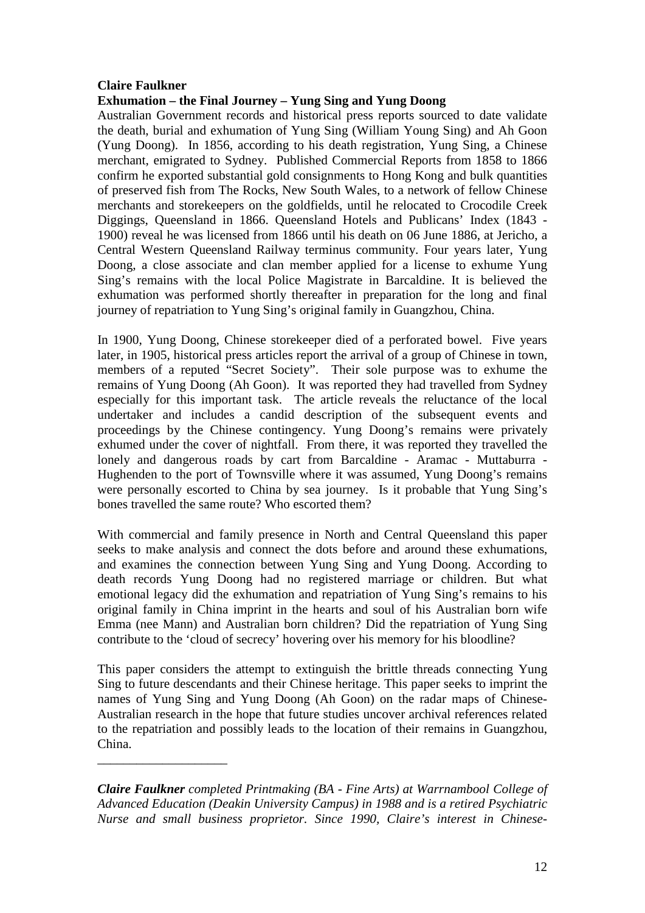**Claire Faulkner**

**Exhumation – the Final Journey – Yung Sing and Yung Doong**

Australian Government records and historical press reports sourced to date validate the death, burial and exhumation of Yung Sing (William Young Sing) and Ah Goon (Yung Doong). In 1856, according to his death registration, Yung Sing, a Chinese merchant, emigrated to Sydney. Published Commercial Reports from 1858 to 1866 confirm he exported substantial gold consignments to Hong Kong and bulk quantities of preserved fish from The Rocks, New South Wales, to a network of fellow Chinese merchants and storekeepers on the goldfields, until he relocated to Crocodile Creek Diggings, Queensland in 1866. Queensland Hotels and Publicans' Index (1843 - 1900) reveal he was licensed from 1866 until his death on 06 June 1886, at Jericho, a Central Western Queensland Railway terminus community. Four years later, Yung Doong, a close associate and clan member applied for a license to exhume Yung Sing's remains with the local Police Magistrate in Barcaldine. It is believed the exhumation was performed shortly thereafter in preparation for the long and final journey of repatriation to Yung Sing's original family in Guangzhou, China.

In 1900, Yung Doong, Chinese storekeeper died of a perforated bowel. Five years later, in 1905, historical press articles report the arrival of a group of Chinese in town, members of a reputed "Secret Society". Their sole purpose was to exhume the remains of Yung Doong (Ah Goon). It was reported they had travelled from Sydney especially for this important task. The article reveals the reluctance of the local undertaker and includes a candid description of the subsequent events and proceedings by the Chinese contingency. Yung Doong's remains were privately exhumed under the cover of nightfall. From there, it was reported they travelled the lonely and dangerous roads by cart from Barcaldine - Aramac - Muttaburra - Hughenden to the port of Townsville where it was assumed, Yung Doong's remains were personally escorted to China by sea journey. Is it probable that Yung Sing's bones travelled the same route? Who escorted them?

With commercial and family presence in North and Central Queensland this paper seeks to make analysis and connect the dots before and around these exhumations, and examines the connection between Yung Sing and Yung Doong. According to death records Yung Doong had no registered marriage or children. But what emotional legacy did the exhumation and repatriation of Yung Sing's remains to his original family in China imprint in the hearts and soul of his Australian born wife Emma (nee Mann) and Australian born children? Did the repatriation of Yung Sing contribute to the 'cloud of secrecy' hovering over his memory for his bloodline?

This paper considers the attempt to extinguish the brittle threads connecting Yung Sing to future descendants and their Chinese heritage. This paper seeks to imprint the names of Yung Sing and Yung Doong (Ah Goon) on the radar maps of Chinese-Australian research in the hope that future studies uncover archival references related to the repatriation and possibly leads to the location of their remains in Guangzhou, China.

---

***Claire Faulkner*** *completed Printmaking (BA - Fine Arts) at Warrnambool College of Advanced Education (Deakin University Campus) in 1988 and is a retired Psychiatric Nurse and small business proprietor. Since 1990, Claire's interest in Chinese-*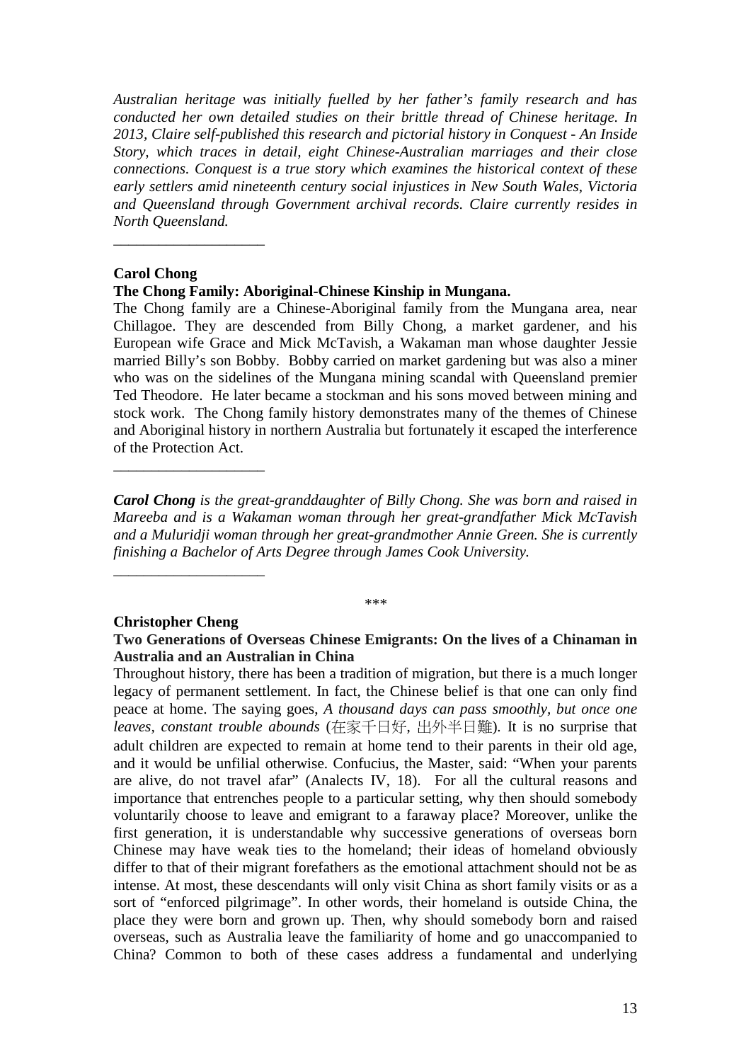*Australian heritage was initially fuelled by her father's family research and has conducted her own detailed studies on their brittle thread of Chinese heritage. In 2013, Claire self-published this research and pictorial history in Conquest - An Inside Story, which traces in detail, eight Chinese-Australian marriages and their close connections. Conquest is a true story which examines the historical context of these early settlers amid nineteenth century social injustices in New South Wales, Victoria and Queensland through Government archival records. Claire currently resides in North Queensland.*

____________________

**Carol Chong**

**The Chong Family: Aboriginal-Chinese Kinship in Mungana.**

The Chong family are a Chinese-Aboriginal family from the Mungana area, near Chillagoe. They are descended from Billy Chong, a market gardener, and his European wife Grace and Mick McTavish, a Wakaman man whose daughter Jessie married Billy's son Bobby. Bobby carried on market gardening but was also a miner who was on the sidelines of the Mungana mining scandal with Queensland premier Ted Theodore. He later became a stockman and his sons moved between mining and stock work. The Chong family history demonstrates many of the themes of Chinese and Aboriginal history in northern Australia but fortunately it escaped the interference of the Protection Act.

____________________

***Carol Chong** is the great-granddaughter of Billy Chong. She was born and raised in Mareeba and is a Wakaman woman through her great-grandfather Mick McTavish and a Muluridji woman through her great-grandmother Annie Green. She is currently finishing a Bachelor of Arts Degree through James Cook University.*

____________________

***

**Christopher Cheng**

**Two Generations of Overseas Chinese Emigrants: On the lives of a Chinaman in Australia and an Australian in China**

Throughout history, there has been a tradition of migration, but there is a much longer legacy of permanent settlement. In fact, the Chinese belief is that one can only find peace at home. The saying goes, *A thousand days can pass smoothly, but once one leaves, constant trouble abounds* (在家千日好, 出外半日難). It is no surprise that adult children are expected to remain at home tend to their parents in their old age, and it would be unfilial otherwise. Confucius, the Master, said: "When your parents are alive, do not travel afar" (Analects IV, 18). For all the cultural reasons and importance that entrenches people to a particular setting, why then should somebody voluntarily choose to leave and emigrant to a faraway place? Moreover, unlike the first generation, it is understandable why successive generations of overseas born Chinese may have weak ties to the homeland; their ideas of homeland obviously differ to that of their migrant forefathers as the emotional attachment should not be as intense. At most, these descendants will only visit China as short family visits or as a sort of "enforced pilgrimage". In other words, their homeland is outside China, the place they were born and grown up. Then, why should somebody born and raised overseas, such as Australia leave the familiarity of home and go unaccompanied to China? Common to both of these cases address a fundamental and underlying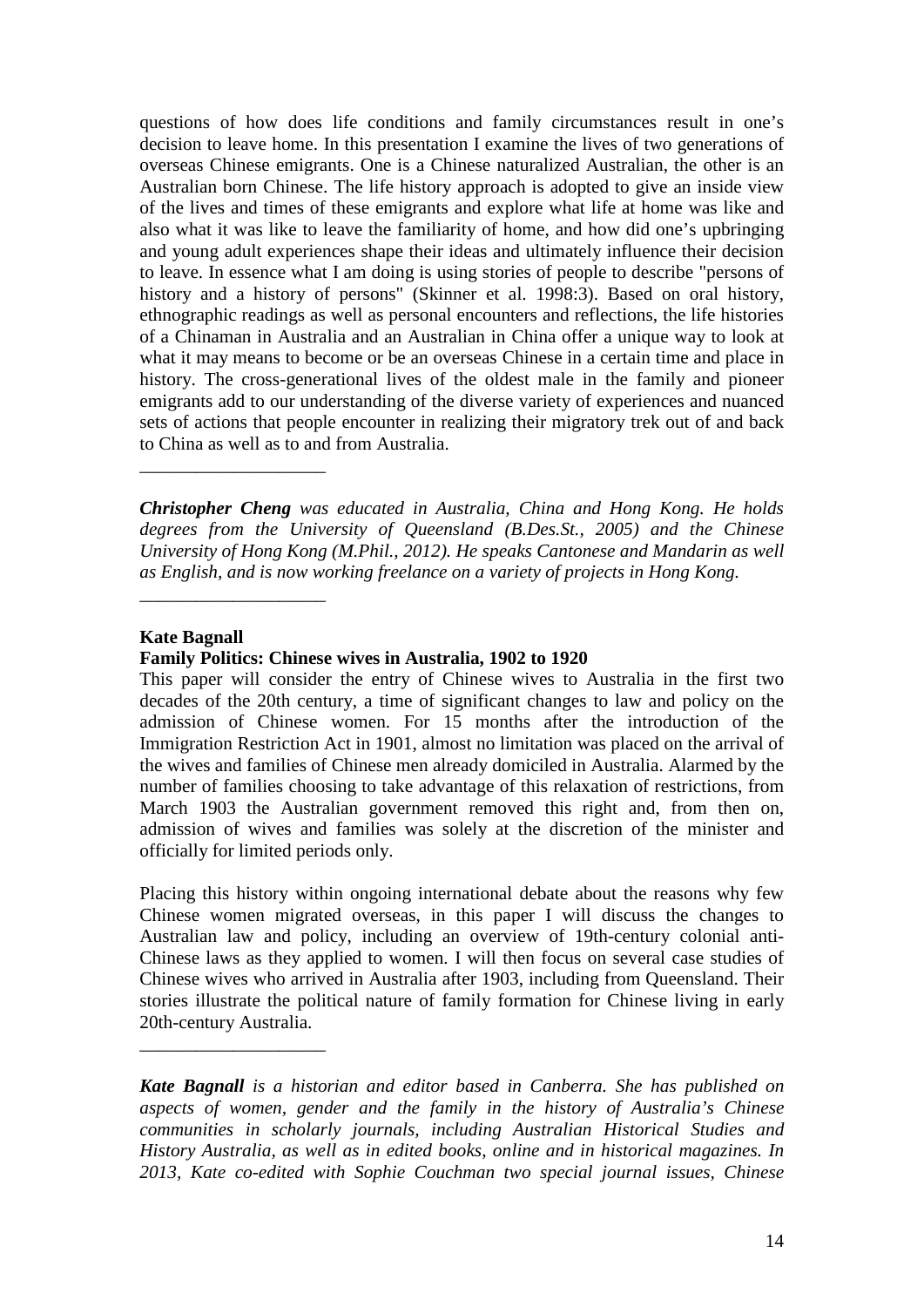questions of how does life conditions and family circumstances result in one's decision to leave home. In this presentation I examine the lives of two generations of overseas Chinese emigrants. One is a Chinese naturalized Australian, the other is an Australian born Chinese. The life history approach is adopted to give an inside view of the lives and times of these emigrants and explore what life at home was like and also what it was like to leave the familiarity of home, and how did one's upbringing and young adult experiences shape their ideas and ultimately influence their decision to leave. In essence what I am doing is using stories of people to describe "persons of history and a history of persons" (Skinner et al. 1998:3). Based on oral history, ethnographic readings as well as personal encounters and reflections, the life histories of a Chinaman in Australia and an Australian in China offer a unique way to look at what it may means to become or be an overseas Chinese in a certain time and place in history. The cross-generational lives of the oldest male in the family and pioneer emigrants add to our understanding of the diverse variety of experiences and nuanced sets of actions that people encounter in realizing their migratory trek out of and back to China as well as to and from Australia.

---

***Christopher Cheng*** *was educated in Australia, China and Hong Kong. He holds degrees from the University of Queensland (B.Des.St., 2005) and the Chinese University of Hong Kong (M.Phil., 2012). He speaks Cantonese and Mandarin as well as English, and is now working freelance on a variety of projects in Hong Kong.*

---

**Kate Bagnall**

**Family Politics: Chinese wives in Australia, 1902 to 1920**

This paper will consider the entry of Chinese wives to Australia in the first two decades of the 20th century, a time of significant changes to law and policy on the admission of Chinese women. For 15 months after the introduction of the Immigration Restriction Act in 1901, almost no limitation was placed on the arrival of the wives and families of Chinese men already domiciled in Australia. Alarmed by the number of families choosing to take advantage of this relaxation of restrictions, from March 1903 the Australian government removed this right and, from then on, admission of wives and families was solely at the discretion of the minister and officially for limited periods only.

Placing this history within ongoing international debate about the reasons why few Chinese women migrated overseas, in this paper I will discuss the changes to Australian law and policy, including an overview of 19th-century colonial anti-Chinese laws as they applied to women. I will then focus on several case studies of Chinese wives who arrived in Australia after 1903, including from Queensland. Their stories illustrate the political nature of family formation for Chinese living in early 20th-century Australia.

---

***Kate Bagnall*** *is a historian and editor based in Canberra. She has published on aspects of women, gender and the family in the history of Australia's Chinese communities in scholarly journals, including Australian Historical Studies and History Australia, as well as in edited books, online and in historical magazines. In 2013, Kate co-edited with Sophie Couchman two special journal issues, Chinese*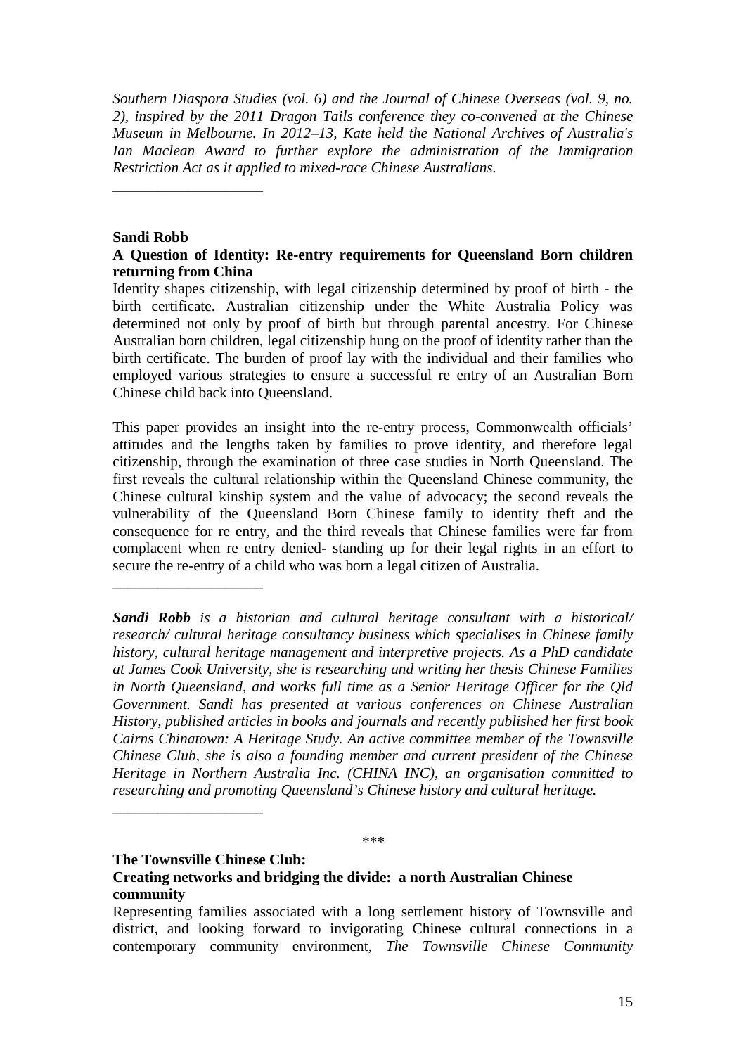*Southern Diaspora Studies (vol. 6) and the Journal of Chinese Overseas (vol. 9, no. 2), inspired by the 2011 Dragon Tails conference they co-convened at the Chinese Museum in Melbourne. In 2012–13, Kate held the National Archives of Australia's Ian Maclean Award to further explore the administration of the Immigration Restriction Act as it applied to mixed-race Chinese Australians.*

____________________

**Sandi Robb**

**A Question of Identity: Re-entry requirements for Queensland Born children returning from China**

Identity shapes citizenship, with legal citizenship determined by proof of birth - the birth certificate. Australian citizenship under the White Australia Policy was determined not only by proof of birth but through parental ancestry. For Chinese Australian born children, legal citizenship hung on the proof of identity rather than the birth certificate. The burden of proof lay with the individual and their families who employed various strategies to ensure a successful re entry of an Australian Born Chinese child back into Queensland.

This paper provides an insight into the re-entry process, Commonwealth officials' attitudes and the lengths taken by families to prove identity, and therefore legal citizenship, through the examination of three case studies in North Queensland. The first reveals the cultural relationship within the Queensland Chinese community, the Chinese cultural kinship system and the value of advocacy; the second reveals the vulnerability of the Queensland Born Chinese family to identity theft and the consequence for re entry, and the third reveals that Chinese families were far from complacent when re entry denied- standing up for their legal rights in an effort to secure the re-entry of a child who was born a legal citizen of Australia.

____________________

***Sandi Robb** is a historian and cultural heritage consultant with a historical/ research/ cultural heritage consultancy business which specialises in Chinese family history, cultural heritage management and interpretive projects. As a PhD candidate at James Cook University, she is researching and writing her thesis Chinese Families in North Queensland, and works full time as a Senior Heritage Officer for the Qld Government. Sandi has presented at various conferences on Chinese Australian History, published articles in books and journals and recently published her first book Cairns Chinatown: A Heritage Study. An active committee member of the Townsville Chinese Club, she is also a founding member and current president of the Chinese Heritage in Northern Australia Inc. (CHINA INC), an organisation committed to researching and promoting Queensland's Chinese history and cultural heritage.*

____________________

***

**The Townsville Chinese Club:**

**Creating networks and bridging the divide: a north Australian Chinese community**

Representing families associated with a long settlement history of Townsville and district, and looking forward to invigorating Chinese cultural connections in a contemporary community environment, *The Townsville Chinese Community*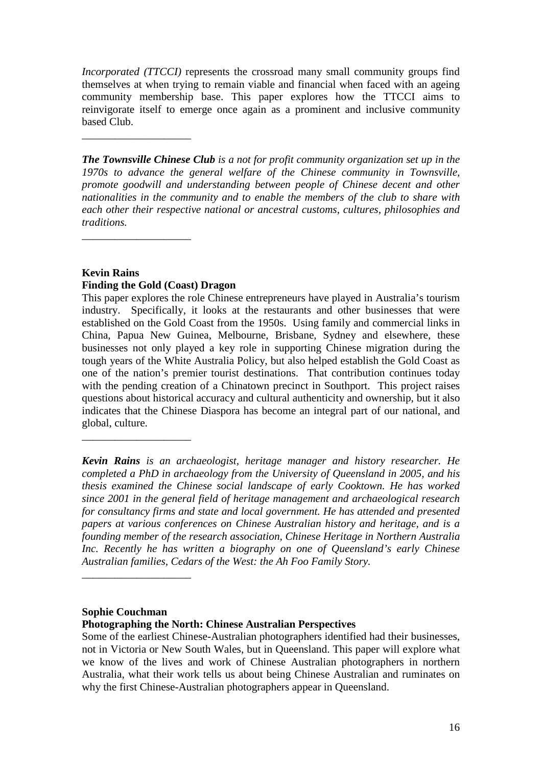*Incorporated (TTCCI)* represents the crossroad many small community groups find themselves at when trying to remain viable and financial when faced with an ageing community membership base. This paper explores how the TTCCI aims to reinvigorate itself to emerge once again as a prominent and inclusive community based Club.

\_\_\_\_\_\_\_\_\_\_\_\_\_\_\_\_\_\_\_\_

***The Townsville Chinese Club*** *is a not for profit community organization set up in the 1970s to advance the general welfare of the Chinese community in Townsville, promote goodwill and understanding between people of Chinese decent and other nationalities in the community and to enable the members of the club to share with each other their respective national or ancestral customs, cultures, philosophies and traditions.*

\_\_\_\_\_\_\_\_\_\_\_\_\_\_\_\_\_\_\_\_

**Kevin Rains**
**Finding the Gold (Coast) Dragon**

This paper explores the role Chinese entrepreneurs have played in Australia's tourism industry. Specifically, it looks at the restaurants and other businesses that were established on the Gold Coast from the 1950s. Using family and commercial links in China, Papua New Guinea, Melbourne, Brisbane, Sydney and elsewhere, these businesses not only played a key role in supporting Chinese migration during the tough years of the White Australia Policy, but also helped establish the Gold Coast as one of the nation's premier tourist destinations. That contribution continues today with the pending creation of a Chinatown precinct in Southport. This project raises questions about historical accuracy and cultural authenticity and ownership, but it also indicates that the Chinese Diaspora has become an integral part of our national, and global, culture.

\_\_\_\_\_\_\_\_\_\_\_\_\_\_\_\_\_\_\_\_

***Kevin Rains*** *is an archaeologist, heritage manager and history researcher. He completed a PhD in archaeology from the University of Queensland in 2005, and his thesis examined the Chinese social landscape of early Cooktown. He has worked since 2001 in the general field of heritage management and archaeological research for consultancy firms and state and local government. He has attended and presented papers at various conferences on Chinese Australian history and heritage, and is a founding member of the research association, Chinese Heritage in Northern Australia Inc. Recently he has written a biography on one of Queensland's early Chinese Australian families, Cedars of the West: the Ah Foo Family Story.*

\_\_\_\_\_\_\_\_\_\_\_\_\_\_\_\_\_\_\_\_

**Sophie Couchman**
**Photographing the North: Chinese Australian Perspectives**

Some of the earliest Chinese-Australian photographers identified had their businesses, not in Victoria or New South Wales, but in Queensland. This paper will explore what we know of the lives and work of Chinese Australian photographers in northern Australia, what their work tells us about being Chinese Australian and ruminates on why the first Chinese-Australian photographers appear in Queensland.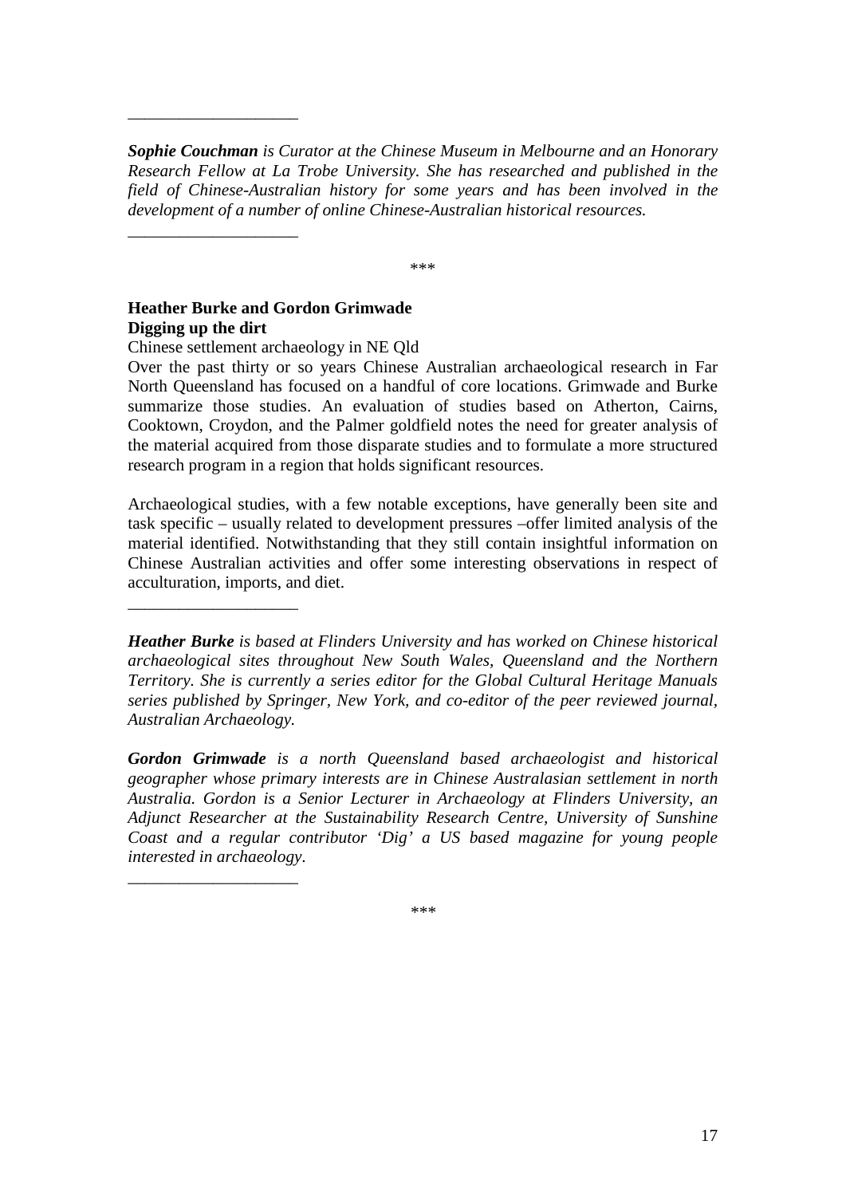---

***Sophie Couchman*** *is Curator at the Chinese Museum in Melbourne and an Honorary Research Fellow at La Trobe University. She has researched and published in the field of Chinese-Australian history for some years and has been involved in the development of a number of online Chinese-Australian historical resources.*

---

\*\*\*

**Heather Burke and Gordon Grimwade**
**Digging up the dirt**

Chinese settlement archaeology in NE Qld

Over the past thirty or so years Chinese Australian archaeological research in Far North Queensland has focused on a handful of core locations. Grimwade and Burke summarize those studies. An evaluation of studies based on Atherton, Cairns, Cooktown, Croydon, and the Palmer goldfield notes the need for greater analysis of the material acquired from those disparate studies and to formulate a more structured research program in a region that holds significant resources.

Archaeological studies, with a few notable exceptions, have generally been site and task specific – usually related to development pressures –offer limited analysis of the material identified. Notwithstanding that they still contain insightful information on Chinese Australian activities and offer some interesting observations in respect of acculturation, imports, and diet.

---

***Heather Burke*** *is based at Flinders University and has worked on Chinese historical archaeological sites throughout New South Wales, Queensland and the Northern Territory. She is currently a series editor for the Global Cultural Heritage Manuals series published by Springer, New York, and co-editor of the peer reviewed journal, Australian Archaeology.*

***Gordon Grimwade*** *is a north Queensland based archaeologist and historical geographer whose primary interests are in Chinese Australasian settlement in north Australia. Gordon is a Senior Lecturer in Archaeology at Flinders University, an Adjunct Researcher at the Sustainability Research Centre, University of Sunshine Coast and a regular contributor 'Dig' a US based magazine for young people interested in archaeology.*

---

\*\*\*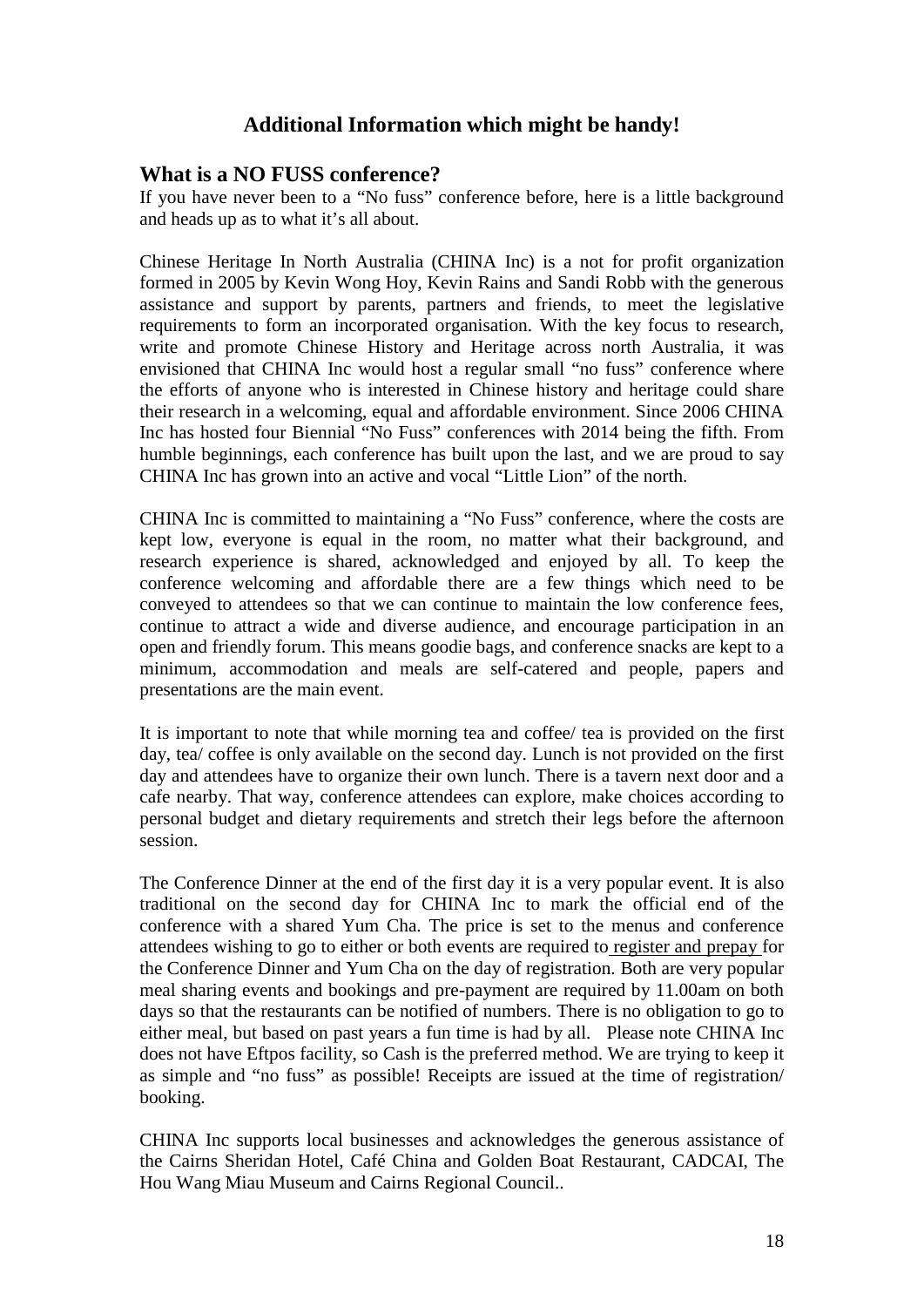## Additional Information which might be handy!

### What is a NO FUSS conference?

If you have never been to a "No fuss" conference before, here is a little background and heads up as to what it's all about.

Chinese Heritage In North Australia (CHINA Inc) is a not for profit organization formed in 2005 by Kevin Wong Hoy, Kevin Rains and Sandi Robb with the generous assistance and support by parents, partners and friends, to meet the legislative requirements to form an incorporated organisation. With the key focus to research, write and promote Chinese History and Heritage across north Australia, it was envisioned that CHINA Inc would host a regular small "no fuss" conference where the efforts of anyone who is interested in Chinese history and heritage could share their research in a welcoming, equal and affordable environment. Since 2006 CHINA Inc has hosted four Biennial "No Fuss" conferences with 2014 being the fifth. From humble beginnings, each conference has built upon the last, and we are proud to say CHINA Inc has grown into an active and vocal "Little Lion" of the north.

CHINA Inc is committed to maintaining a "No Fuss" conference, where the costs are kept low, everyone is equal in the room, no matter what their background, and research experience is shared, acknowledged and enjoyed by all. To keep the conference welcoming and affordable there are a few things which need to be conveyed to attendees so that we can continue to maintain the low conference fees, continue to attract a wide and diverse audience, and encourage participation in an open and friendly forum. This means goodie bags, and conference snacks are kept to a minimum, accommodation and meals are self-catered and people, papers and presentations are the main event.

It is important to note that while morning tea and coffee/ tea is provided on the first day, tea/ coffee is only available on the second day. Lunch is not provided on the first day and attendees have to organize their own lunch. There is a tavern next door and a cafe nearby. That way, conference attendees can explore, make choices according to personal budget and dietary requirements and stretch their legs before the afternoon session.

The Conference Dinner at the end of the first day it is a very popular event. It is also traditional on the second day for CHINA Inc to mark the official end of the conference with a shared Yum Cha. The price is set to the menus and conference attendees wishing to go to either or both events are required to register and prepay for the Conference Dinner and Yum Cha on the day of registration. Both are very popular meal sharing events and bookings and pre-payment are required by 11.00am on both days so that the restaurants can be notified of numbers. There is no obligation to go to either meal, but based on past years a fun time is had by all. Please note CHINA Inc does not have Eftpos facility, so Cash is the preferred method. We are trying to keep it as simple and "no fuss" as possible! Receipts are issued at the time of registration/ booking.

CHINA Inc supports local businesses and acknowledges the generous assistance of the Cairns Sheridan Hotel, Café China and Golden Boat Restaurant, CADCAI, The Hou Wang Miau Museum and Cairns Regional Council..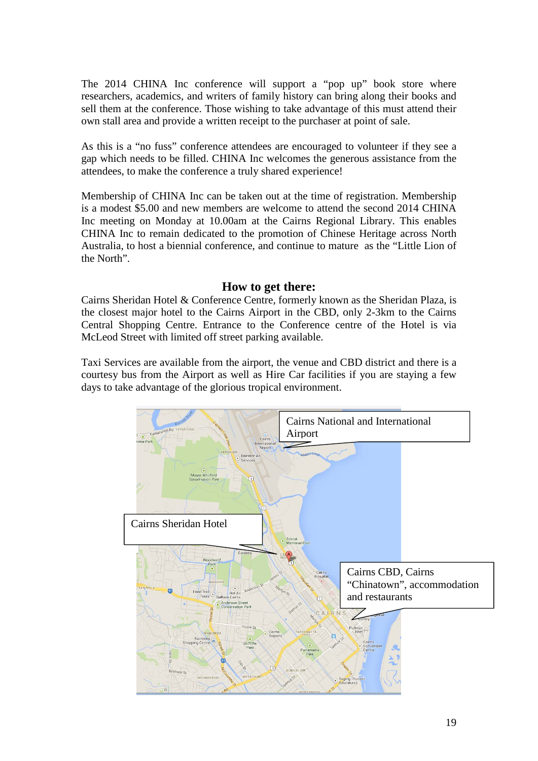The 2014 CHINA Inc conference will support a "pop up" book store where researchers, academics, and writers of family history can bring along their books and sell them at the conference. Those wishing to take advantage of this must attend their own stall area and provide a written receipt to the purchaser at point of sale.

As this is a "no fuss" conference attendees are encouraged to volunteer if they see a gap which needs to be filled. CHINA Inc welcomes the generous assistance from the attendees, to make the conference a truly shared experience!

Membership of CHINA Inc can be taken out at the time of registration. Membership is a modest $5.00 and new members are welcome to attend the second 2014 CHINA Inc meeting on Monday at 10.00am at the Cairns Regional Library. This enables CHINA Inc to remain dedicated to the promotion of Chinese Heritage across North Australia, to host a biennial conference, and continue to mature as the "Little Lion of the North".

## How to get there:

Cairns Sheridan Hotel & Conference Centre, formerly known as the Sheridan Plaza, is the closest major hotel to the Cairns Airport in the CBD, only 2-3km to the Cairns Central Shopping Centre. Entrance to the Conference centre of the Hotel is via McLeod Street with limited off street parking available.

Taxi Services are available from the airport, the venue and CBD district and there is a courtesy bus from the Airport as well as Hire Car facilities if you are staying a few days to take advantage of the glorious tropical environment.

Cairns National and International Airport

Cairns Sheridan Hotel

Cairns CBD, Cairns "Chinatown", accommodation and restaurants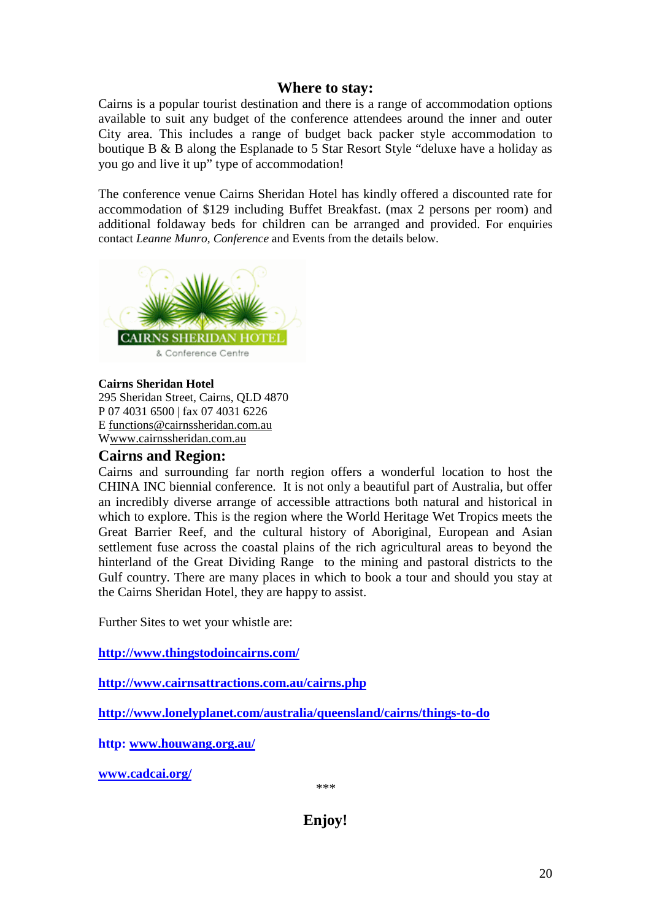## Where to stay:

Cairns is a popular tourist destination and there is a range of accommodation options available to suit any budget of the conference attendees around the inner and outer City area. This includes a range of budget back packer style accommodation to boutique B & B along the Esplanade to 5 Star Resort Style "deluxe have a holiday as you go and live it up" type of accommodation!

The conference venue Cairns Sheridan Hotel has kindly offered a discounted rate for accommodation of $129 including Buffet Breakfast. (max 2 persons per room) and additional foldaway beds for children can be arranged and provided. For enquiries contact *Leanne Munro, Conference* and Events from the details below.

**Cairns Sheridan Hotel**
295 Sheridan Street, Cairns, QLD 4870
P 07 4031 6500 | fax 07 4031 6226
E functions@cairnssheridan.com.au
Wwww.cairnssheridan.com.au

## Cairns and Region:

Cairns and surrounding far north region offers a wonderful location to host the CHINA INC biennial conference. It is not only a beautiful part of Australia, but offer an incredibly diverse arrange of accessible attractions both natural and historical in which to explore. This is the region where the World Heritage Wet Tropics meets the Great Barrier Reef, and the cultural history of Aboriginal, European and Asian settlement fuse across the coastal plains of the rich agricultural areas to beyond the hinterland of the Great Dividing Range to the mining and pastoral districts to the Gulf country. There are many places in which to book a tour and should you stay at the Cairns Sheridan Hotel, they are happy to assist.

Further Sites to wet your whistle are:

**http://www.thingstodoincairns.com/**

**http://www.cairnsattractions.com.au/cairns.php**

**http://www.lonelyplanet.com/australia/queensland/cairns/things-to-do**

**http: www.houwang.org.au/**

**www.cadcai.org/**

***

**Enjoy!**